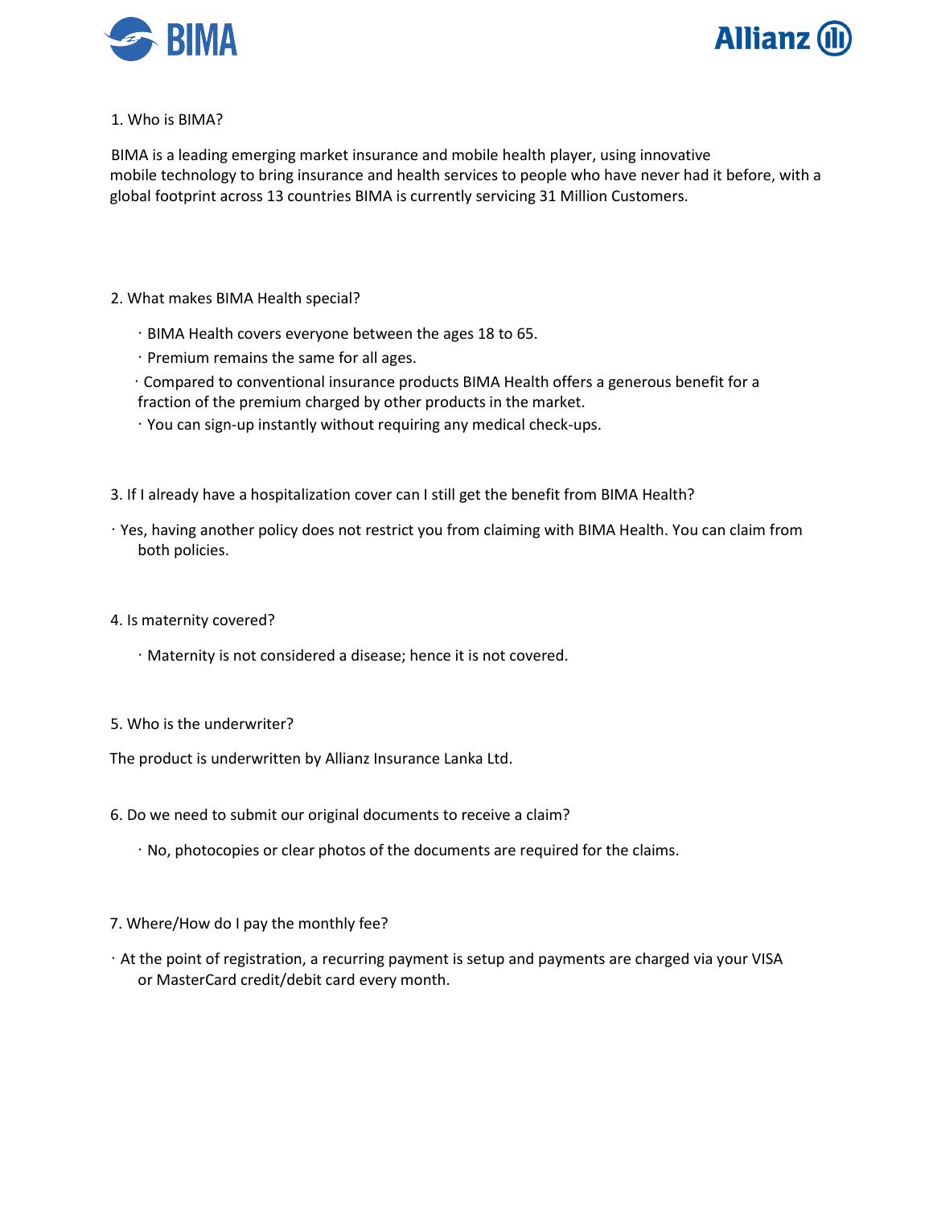1. Who is BIMA?

BIMA is a leading emerging market insurance and mobile health player, using innovative mobile technology to bring insurance and health services to people who have never had it before, with a global footprint across 13 countries BIMA is currently servicing 31 Million Customers.

2. What makes BIMA Health special?

- BIMA Health covers everyone between the ages 18 to 65.
- Premium remains the same for all ages.
- Compared to conventional insurance products BIMA Health offers a generous benefit for a fraction of the premium charged by other products in the market.
- You can sign-up instantly without requiring any medical check-ups.

3. If I already have a hospitalization cover can I still get the benefit from BIMA Health?

- Yes, having another policy does not restrict you from claiming with BIMA Health. You can claim from both policies.

4. Is maternity covered?

- Maternity is not considered a disease; hence it is not covered.

5. Who is the underwriter?

The product is underwritten by Allianz Insurance Lanka Ltd.

6. Do we need to submit our original documents to receive a claim?

- No, photocopies or clear photos of the documents are required for the claims.

7. Where/How do I pay the monthly fee?

- At the point of registration, a recurring payment is setup and payments are charged via your VISA or MasterCard credit/debit card every month.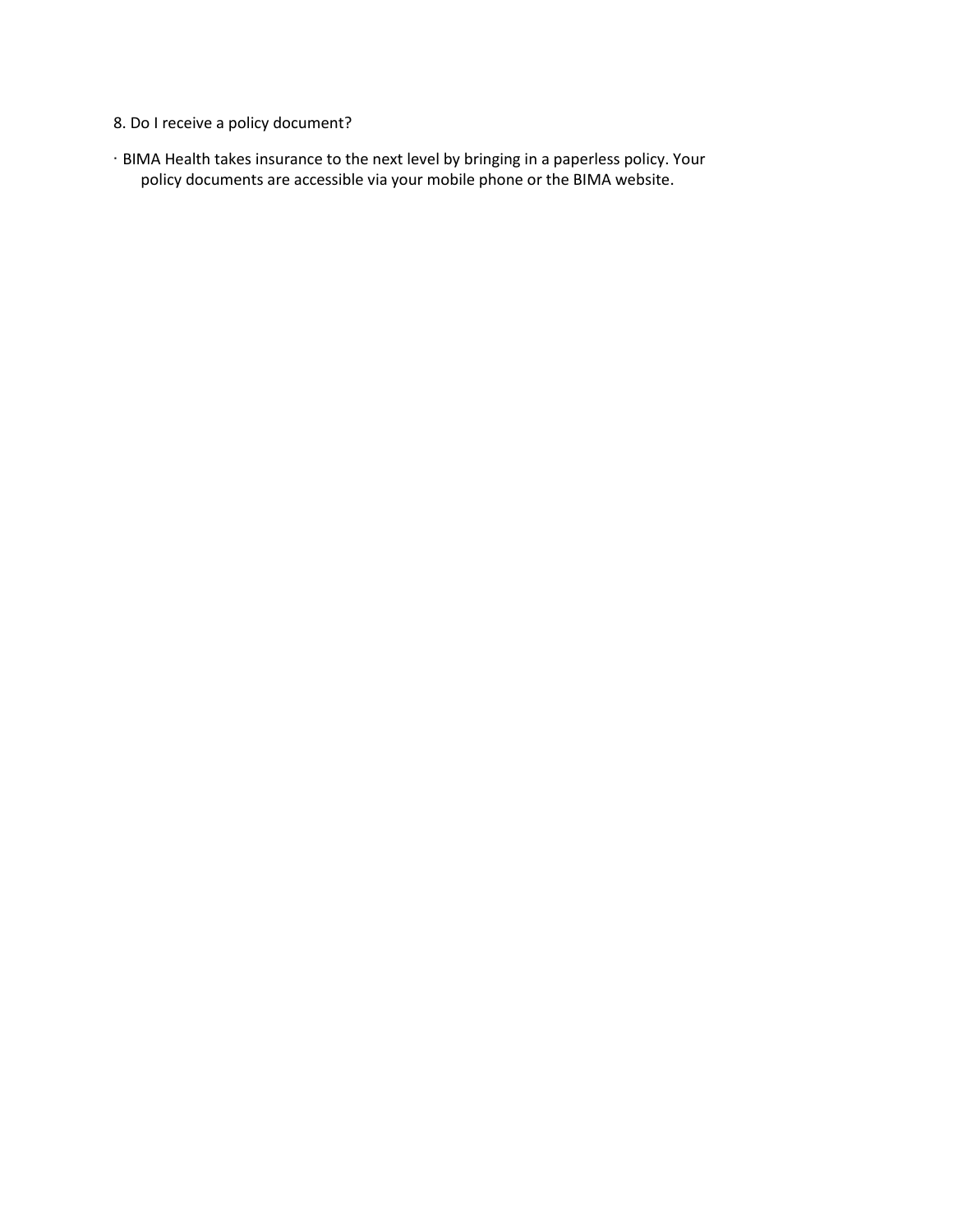8. Do I receive a policy document?

- BIMA Health takes insurance to the next level by bringing in a paperless policy. Your policy documents are accessible via your mobile phone or the BIMA website.